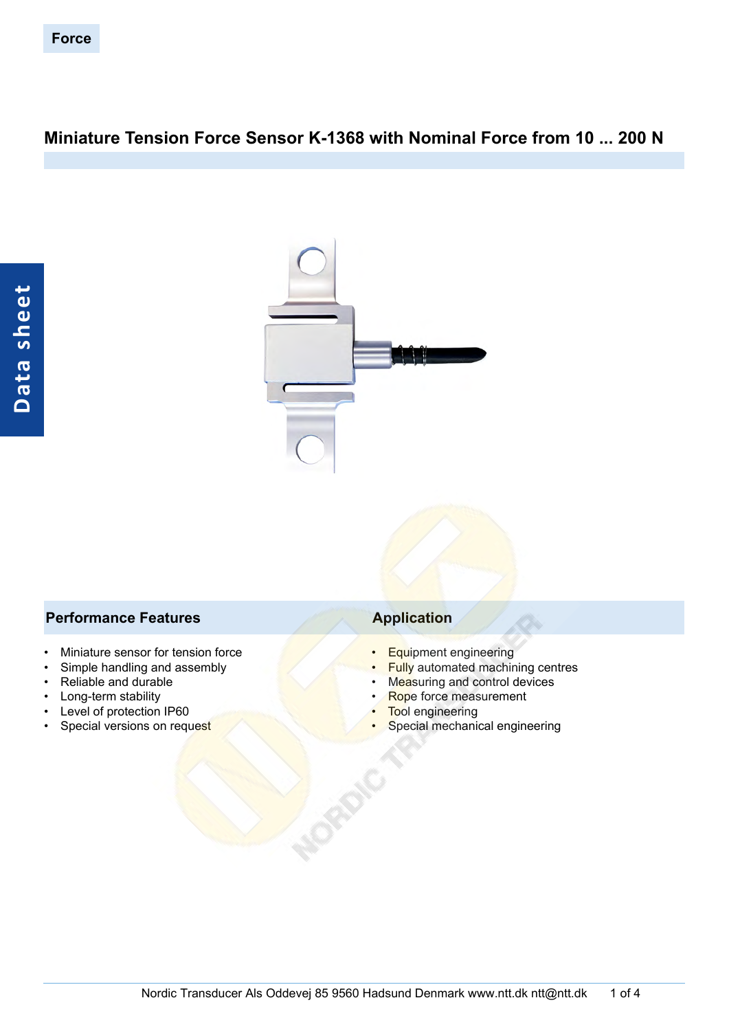Force

# Miniature Tension Force Sensor K-1368 with Nominal Force from 10 ... 200 N

Data sheet

## Performance Features

- Miniature sensor for tension force
- Simple handling and assembly
- Reliable and durable
- Long-term stability
- Level of protection IP60
- Special versions on request

## Application

- Equipment engineering
- Fully automated machining centres
- Measuring and control devices
- Rope force measurement
- Tool engineering
- Special mechanical engineering

Nordic Transducer Als Oddevej 85 9560 Hadsund Denmark www.ntt.dk ntt@ntt.dk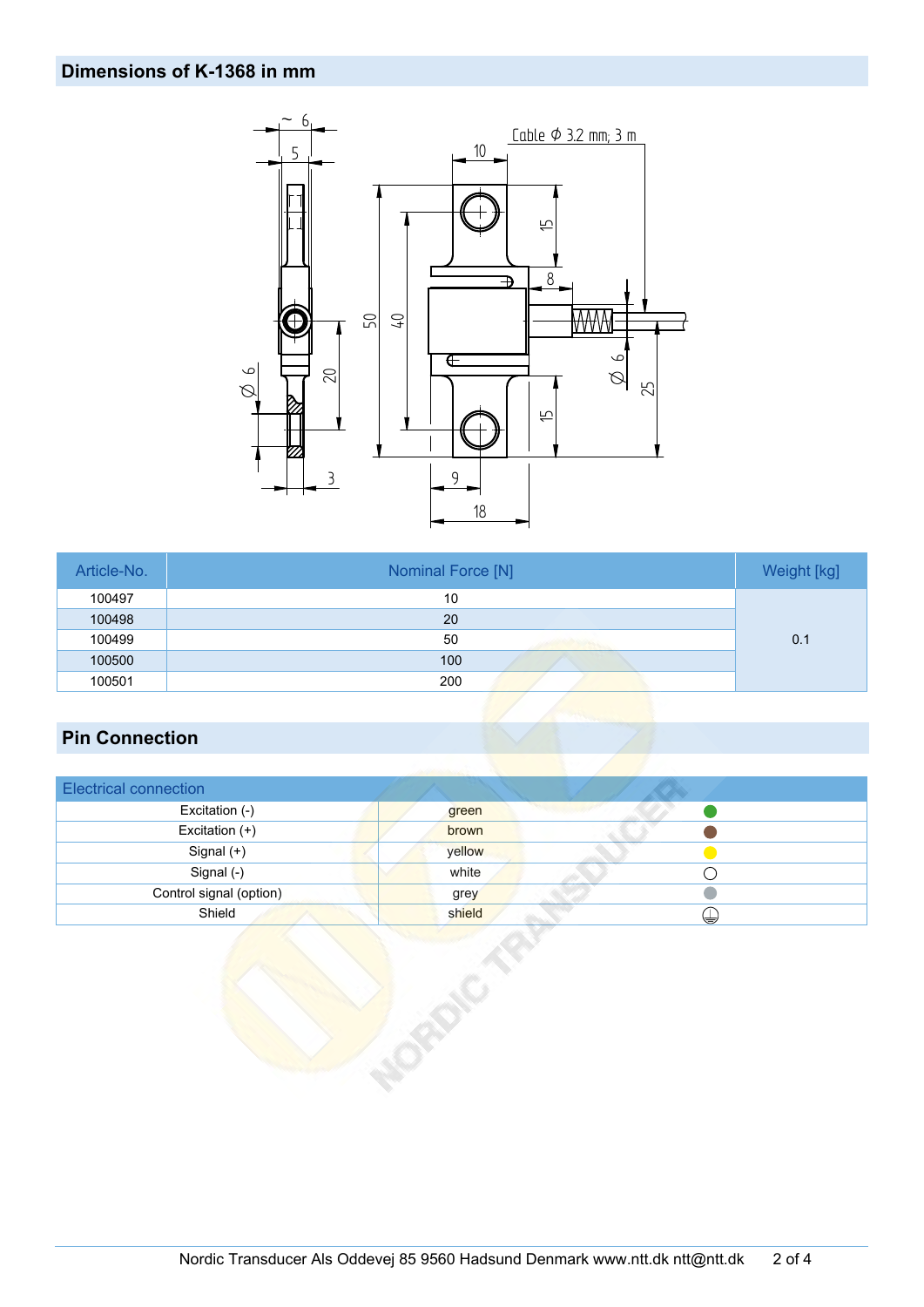## Dimensions of K-1368 in mm

| Article-No. | Nominal Force [N] | Weight [kg] |
|---|---|---|
| 100497 | 10 | 0.1 |
| 100498 | 20 | |
| 100499 | 50 | |
| 100500 | 100 | |
| 100501 | 200 | |

## Pin Connection

| Electrical connection | | |
|---|---|---|
| Excitation (-) | green | |
| Excitation (+) | brown | |
| Signal (+) | yellow | |
| Signal (-) | white | |
| Control signal (option) | grey | |
| Shield | shield | |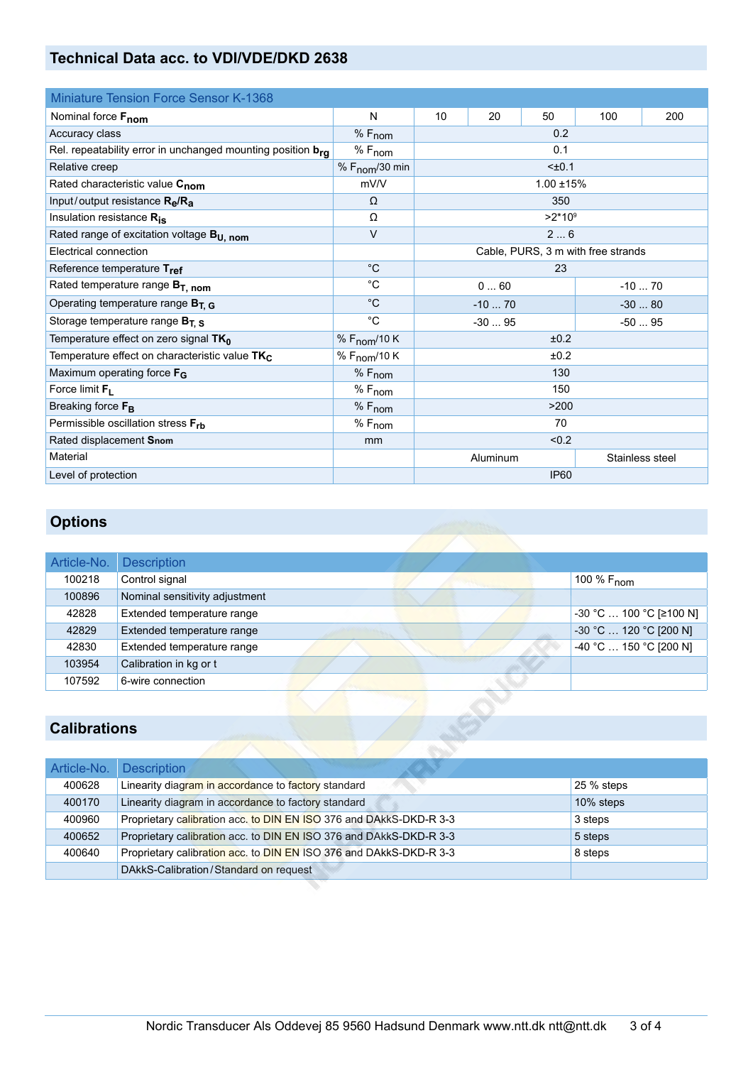## Technical Data acc. to VDI/VDE/DKD 2638

| Miniature Tension Force Sensor K-1368 | | | | | | |
|---|---|---|---|---|---|---|
| Nominal force $F_{nom}$ | N | 10 | 20 | 50 | 100 | 200 |
| Accuracy class | % $F_{nom}$ | 0.2 | | | | |
| Rel. repeatability error in unchanged mounting position $b_{rg}$ | % $F_{nom}$ | 0.1 | | | | |
| Relative creep | % $F_{nom}$/30 min | <±0.1 | | | | |
| Rated characteristic value $C_{nom}$ | mV/V | 1.00 ±15% | | | | |
| Input/output resistance $R_e/R_a$ | Ω | 350 | | | | |
| Insulation resistance $R_{is}$ | Ω | >2*10⁹ | | | | |
| Rated range of excitation voltage $B_{U,\ nom}$ | V | 2 ... 6 | | | | |
| Electrical connection | | Cable, PURS, 3 m with free strands | | | | |
| Reference temperature $T_{ref}$ | °C | 23 | | | | |
| Rated temperature range $B_{T,\ nom}$ | °C | 0 ... 60 | | | -10 ... 70 | |
| Operating temperature range $B_{T,\ G}$ | °C | -10 ... 70 | | | -30 ... 80 | |
| Storage temperature range $B_{T,\ S}$ | °C | -30 ... 95 | | | -50 ... 95 | |
| Temperature effect on zero signal $TK_0$ | % $F_{nom}$/10 K | ±0.2 | | | | |
| Temperature effect on characteristic value $TK_C$ | % $F_{nom}$/10 K | ±0.2 | | | | |
| Maximum operating force $F_G$ | % $F_{nom}$ | 130 | | | | |
| Force limit $F_L$ | % $F_{nom}$ | 150 | | | | |
| Breaking force $F_B$ | % $F_{nom}$ | >200 | | | | |
| Permissible oscillation stress $F_{rb}$ | % $F_{nom}$ | 70 | | | | |
| Rated displacement $S_{nom}$ | mm | <0.2 | | | | |
| Material | | Aluminum | | | Stainless steel | |
| Level of protection | | IP60 | | | | |

## Options

| Article-No. | Description | |
|---|---|---|
| 100218 | Control signal | 100 % $F_{nom}$ |
| 100896 | Nominal sensitivity adjustment | |
| 42828 | Extended temperature range | -30 °C … 100 °C [≥100 N] |
| 42829 | Extended temperature range | -30 °C … 120 °C [200 N] |
| 42830 | Extended temperature range | -40 °C … 150 °C [200 N] |
| 103954 | Calibration in kg or t | |
| 107592 | 6-wire connection | |

## Calibrations

| Article-No. | Description | |
|---|---|---|
| 400628 | Linearity diagram in accordance to factory standard | 25 % steps |
| 400170 | Linearity diagram in accordance to factory standard | 10% steps |
| 400960 | Proprietary calibration acc. to DIN EN ISO 376 and DAkkS-DKD-R 3-3 | 3 steps |
| 400652 | Proprietary calibration acc. to DIN EN ISO 376 and DAkkS-DKD-R 3-3 | 5 steps |
| 400640 | Proprietary calibration acc. to DIN EN ISO 376 and DAkkS-DKD-R 3-3 | 8 steps |
| | DAkkS-Calibration/Standard on request | |

Nordic Transducer Als Oddevej 85 9560 Hadsund Denmark www.ntt.dk ntt@ntt.dk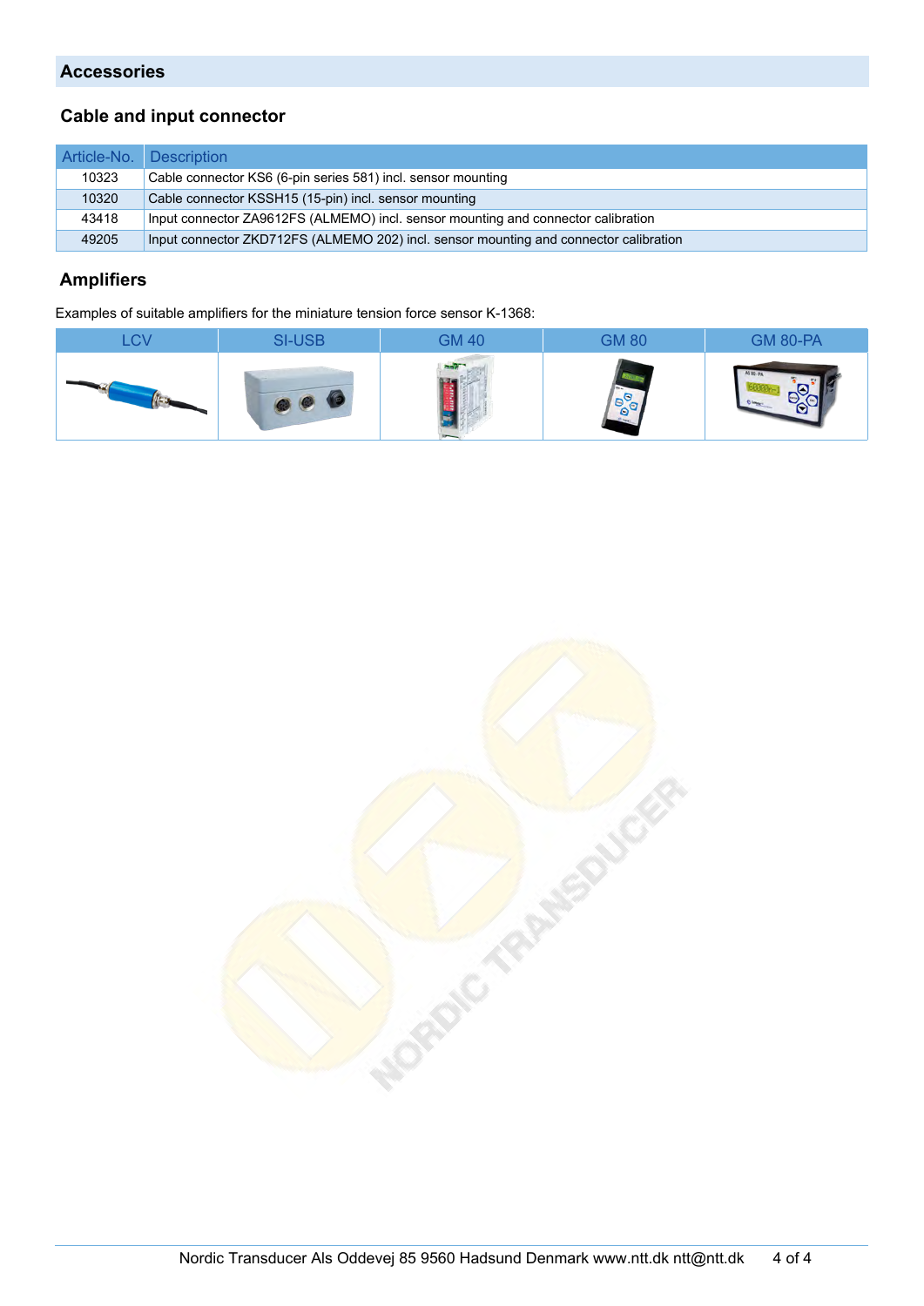## Accessories

### Cable and input connector

| Article-No. | Description |
|---|---|
| 10323 | Cable connector KS6 (6-pin series 581) incl. sensor mounting |
| 10320 | Cable connector KSSH15 (15-pin) incl. sensor mounting |
| 43418 | Input connector ZA9612FS (ALMEMO) incl. sensor mounting and connector calibration |
| 49205 | Input connector ZKD712FS (ALMEMO 202) incl. sensor mounting and connector calibration |

### Amplifiers

Examples of suitable amplifiers for the miniature tension force sensor K-1368:

| LCV | SI-USB | GM 40 | GM 80 | GM 80-PA |
|---|---|---|---|---|
| | | | | |